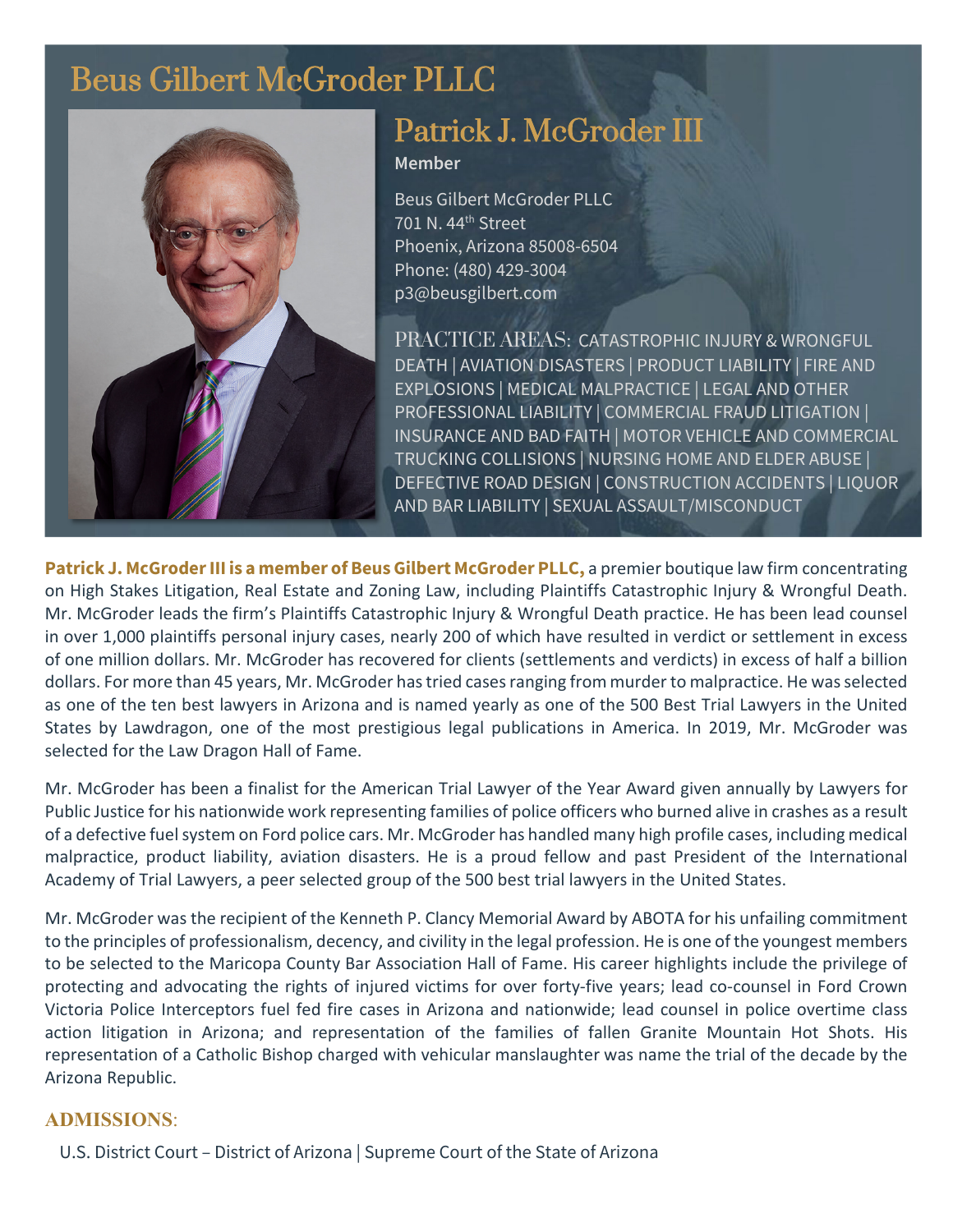# Beus Gilbert McGroder PLLC

## Patrick J. McGroder III

**Member**

Beus Gilbert McGroder PLLC
701 N. 44th Street
Phoenix, Arizona 85008-6504
Phone: (480) 429-3004
p3@beusgilbert.com

PRACTICE AREAS: CATASTROPHIC INJURY & WRONGFUL DEATH | AVIATION DISASTERS | PRODUCT LIABILITY | FIRE AND EXPLOSIONS | MEDICAL MALPRACTICE | LEGAL AND OTHER PROFESSIONAL LIABILITY | COMMERCIAL FRAUD LITIGATION | INSURANCE AND BAD FAITH | MOTOR VEHICLE AND COMMERCIAL TRUCKING COLLISIONS | NURSING HOME AND ELDER ABUSE | DEFECTIVE ROAD DESIGN | CONSTRUCTION ACCIDENTS | LIQUOR AND BAR LIABILITY | SEXUAL ASSAULT/MISCONDUCT

**Patrick J. McGroder III is a member of Beus Gilbert McGroder PLLC,** a premier boutique law firm concentrating on High Stakes Litigation, Real Estate and Zoning Law, including Plaintiffs Catastrophic Injury & Wrongful Death. Mr. McGroder leads the firm's Plaintiffs Catastrophic Injury & Wrongful Death practice. He has been lead counsel in over 1,000 plaintiffs personal injury cases, nearly 200 of which have resulted in verdict or settlement in excess of one million dollars. Mr. McGroder has recovered for clients (settlements and verdicts) in excess of half a billion dollars. For more than 45 years, Mr. McGroder has tried cases ranging from murder to malpractice. He was selected as one of the ten best lawyers in Arizona and is named yearly as one of the 500 Best Trial Lawyers in the United States by Lawdragon, one of the most prestigious legal publications in America. In 2019, Mr. McGroder was selected for the Law Dragon Hall of Fame.

Mr. McGroder has been a finalist for the American Trial Lawyer of the Year Award given annually by Lawyers for Public Justice for his nationwide work representing families of police officers who burned alive in crashes as a result of a defective fuel system on Ford police cars. Mr. McGroder has handled many high profile cases, including medical malpractice, product liability, aviation disasters. He is a proud fellow and past President of the International Academy of Trial Lawyers, a peer selected group of the 500 best trial lawyers in the United States.

Mr. McGroder was the recipient of the Kenneth P. Clancy Memorial Award by ABOTA for his unfailing commitment to the principles of professionalism, decency, and civility in the legal profession. He is one of the youngest members to be selected to the Maricopa County Bar Association Hall of Fame. His career highlights include the privilege of protecting and advocating the rights of injured victims for over forty-five years; lead co-counsel in Ford Crown Victoria Police Interceptors fuel fed fire cases in Arizona and nationwide; lead counsel in police overtime class action litigation in Arizona; and representation of the families of fallen Granite Mountain Hot Shots. His representation of a Catholic Bishop charged with vehicular manslaughter was name the trial of the decade by the Arizona Republic.

### ADMISSIONS:

U.S. District Court – District of Arizona | Supreme Court of the State of Arizona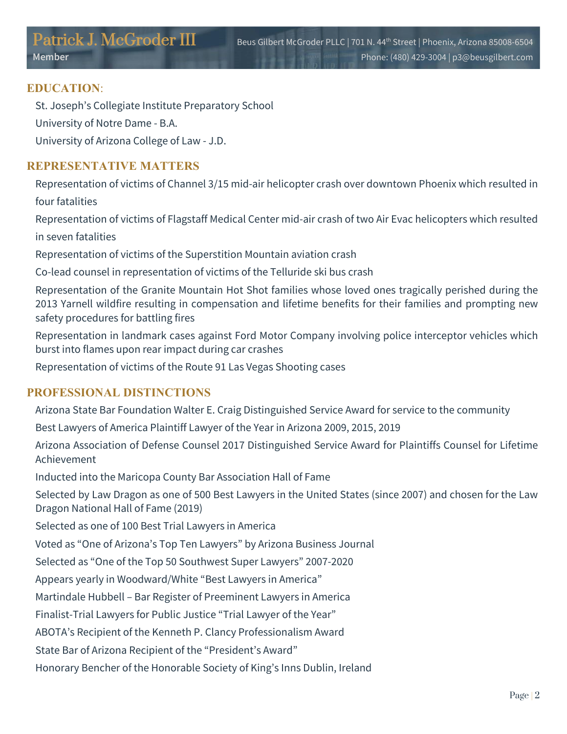**Patrick J. McGroder III**
**Member**

Beus Gilbert McGroder PLLC | 701 N. 44th Street | Phoenix, Arizona 85008-6504
Phone: (480) 429-3004 | p3@beusgilbert.com

## EDUCATION:

St. Joseph's Collegiate Institute Preparatory School

University of Notre Dame - B.A.

University of Arizona College of Law - J.D.

## REPRESENTATIVE MATTERS

Representation of victims of Channel 3/15 mid-air helicopter crash over downtown Phoenix which resulted in four fatalities

Representation of victims of Flagstaff Medical Center mid-air crash of two Air Evac helicopters which resulted in seven fatalities

Representation of victims of the Superstition Mountain aviation crash

Co-lead counsel in representation of victims of the Telluride ski bus crash

Representation of the Granite Mountain Hot Shot families whose loved ones tragically perished during the 2013 Yarnell wildfire resulting in compensation and lifetime benefits for their families and prompting new safety procedures for battling fires

Representation in landmark cases against Ford Motor Company involving police interceptor vehicles which burst into flames upon rear impact during car crashes

Representation of victims of the Route 91 Las Vegas Shooting cases

## PROFESSIONAL DISTINCTIONS

Arizona State Bar Foundation Walter E. Craig Distinguished Service Award for service to the community

Best Lawyers of America Plaintiff Lawyer of the Year in Arizona 2009, 2015, 2019

Arizona Association of Defense Counsel 2017 Distinguished Service Award for Plaintiffs Counsel for Lifetime Achievement

Inducted into the Maricopa County Bar Association Hall of Fame

Selected by Law Dragon as one of 500 Best Lawyers in the United States (since 2007) and chosen for the Law Dragon National Hall of Fame (2019)

Selected as one of 100 Best Trial Lawyers in America

Voted as "One of Arizona's Top Ten Lawyers" by Arizona Business Journal

Selected as "One of the Top 50 Southwest Super Lawyers" 2007-2020

Appears yearly in Woodward/White "Best Lawyers in America"

Martindale Hubbell – Bar Register of Preeminent Lawyers in America

Finalist-Trial Lawyers for Public Justice "Trial Lawyer of the Year"

ABOTA's Recipient of the Kenneth P. Clancy Professionalism Award

State Bar of Arizona Recipient of the "President's Award"

Honorary Bencher of the Honorable Society of King's Inns Dublin, Ireland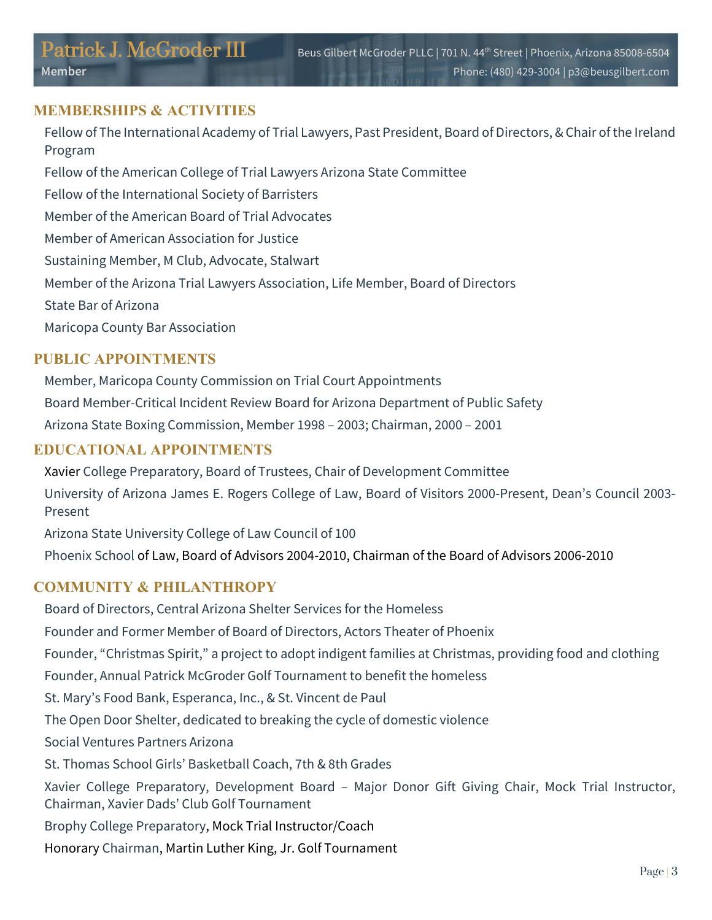## MEMBERSHIPS & ACTIVITIES

Fellow of The International Academy of Trial Lawyers, Past President, Board of Directors, & Chair of the Ireland Program

Fellow of the American College of Trial Lawyers Arizona State Committee

Fellow of the International Society of Barristers

Member of the American Board of Trial Advocates

Member of American Association for Justice

Sustaining Member, M Club, Advocate, Stalwart

Member of the Arizona Trial Lawyers Association, Life Member, Board of Directors

State Bar of Arizona

Maricopa County Bar Association

## PUBLIC APPOINTMENTS

Member, Maricopa County Commission on Trial Court Appointments

Board Member-Critical Incident Review Board for Arizona Department of Public Safety

Arizona State Boxing Commission, Member 1998 – 2003; Chairman, 2000 – 2001

## EDUCATIONAL APPOINTMENTS

Xavier College Preparatory, Board of Trustees, Chair of Development Committee

University of Arizona James E. Rogers College of Law, Board of Visitors 2000-Present, Dean's Council 2003-Present

Arizona State University College of Law Council of 100

Phoenix School of Law, Board of Advisors 2004-2010, Chairman of the Board of Advisors 2006-2010

## COMMUNITY & PHILANTHROPY

Board of Directors, Central Arizona Shelter Services for the Homeless

Founder and Former Member of Board of Directors, Actors Theater of Phoenix

Founder, "Christmas Spirit," a project to adopt indigent families at Christmas, providing food and clothing

Founder, Annual Patrick McGroder Golf Tournament to benefit the homeless

St. Mary's Food Bank, Esperanca, Inc., & St. Vincent de Paul

The Open Door Shelter, dedicated to breaking the cycle of domestic violence

Social Ventures Partners Arizona

St. Thomas School Girls' Basketball Coach, 7th & 8th Grades

Xavier College Preparatory, Development Board – Major Donor Gift Giving Chair, Mock Trial Instructor, Chairman, Xavier Dads' Club Golf Tournament

Brophy College Preparatory, Mock Trial Instructor/Coach

Honorary Chairman, Martin Luther King, Jr. Golf Tournament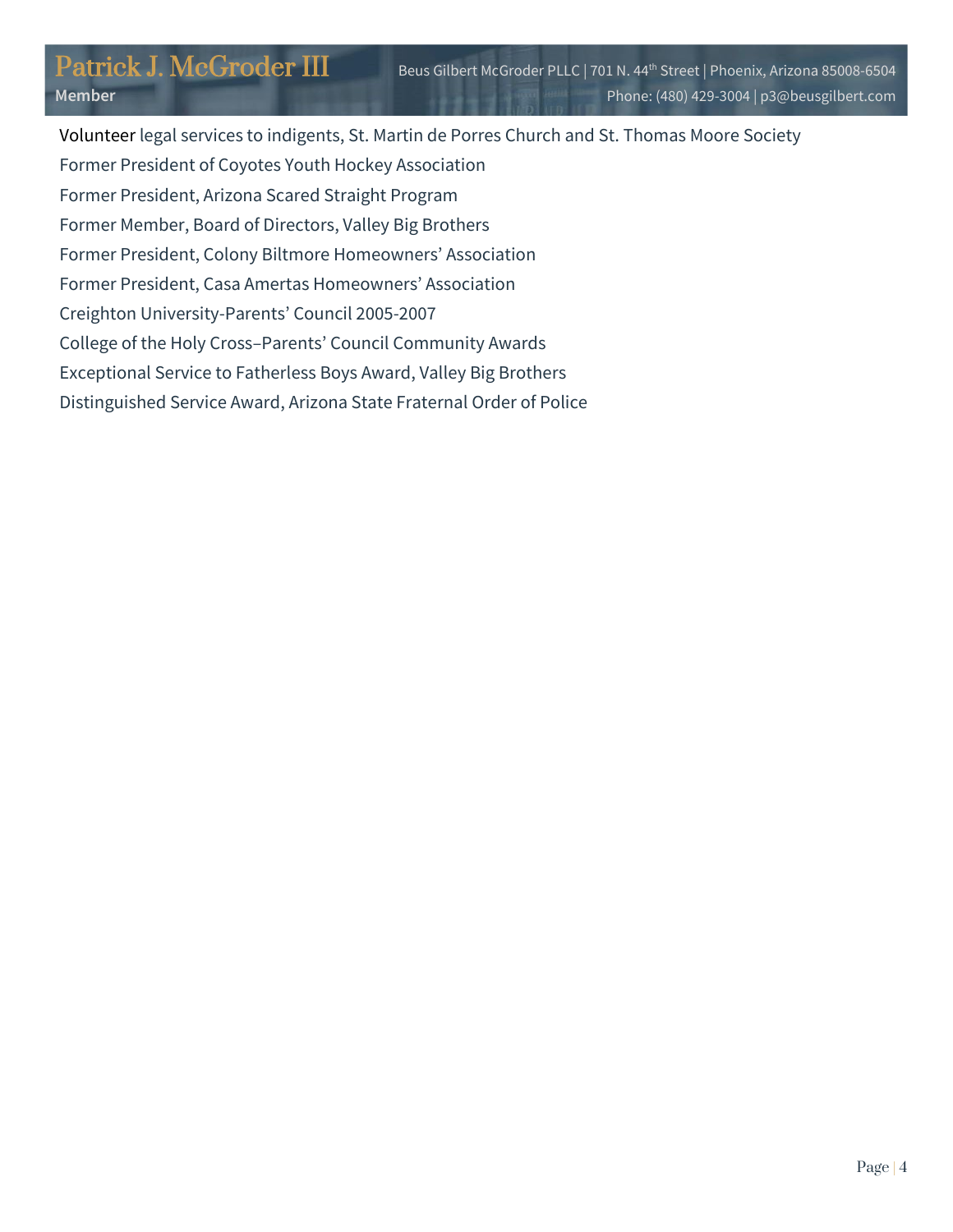Volunteer legal services to indigents, St. Martin de Porres Church and St. Thomas Moore Society

Former President of Coyotes Youth Hockey Association

Former President, Arizona Scared Straight Program

Former Member, Board of Directors, Valley Big Brothers

Former President, Colony Biltmore Homeowners' Association

Former President, Casa Amertas Homeowners' Association

Creighton University-Parents' Council 2005-2007

College of the Holy Cross–Parents' Council Community Awards

Exceptional Service to Fatherless Boys Award, Valley Big Brothers

Distinguished Service Award, Arizona State Fraternal Order of Police